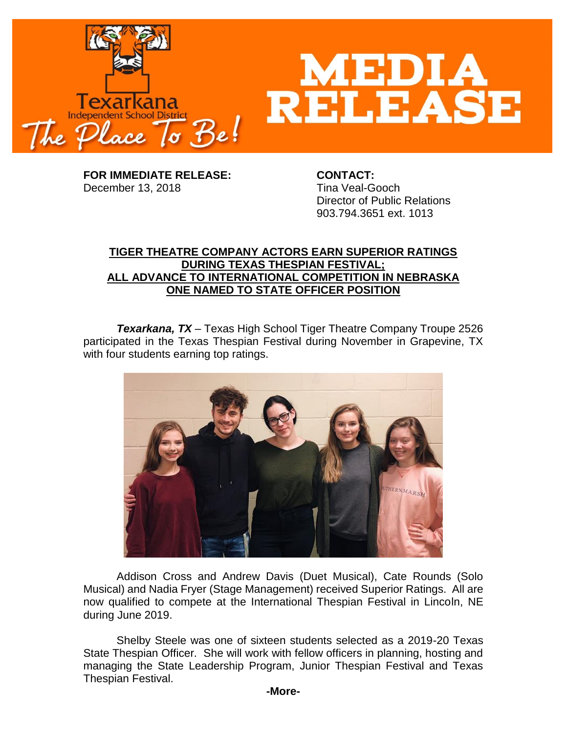# MEDIA RELEASE

Texarkana Independent School District
The Place To Be!

**FOR IMMEDIATE RELEASE:**
December 13, 2018

**CONTACT:**
Tina Veal-Gooch
Director of Public Relations
903.794.3651 ext. 1013

## TIGER THEATRE COMPANY ACTORS EARN SUPERIOR RATINGS DURING TEXAS THESPIAN FESTIVAL; ALL ADVANCE TO INTERNATIONAL COMPETITION IN NEBRASKA ONE NAMED TO STATE OFFICER POSITION

***Texarkana, TX*** – Texas High School Tiger Theatre Company Troupe 2526 participated in the Texas Thespian Festival during November in Grapevine, TX with four students earning top ratings.

Addison Cross and Andrew Davis (Duet Musical), Cate Rounds (Solo Musical) and Nadia Fryer (Stage Management) received Superior Ratings. All are now qualified to compete at the International Thespian Festival in Lincoln, NE during June 2019.

Shelby Steele was one of sixteen students selected as a 2019-20 Texas State Thespian Officer. She will work with fellow officers in planning, hosting and managing the State Leadership Program, Junior Thespian Festival and Texas Thespian Festival.

**-More-**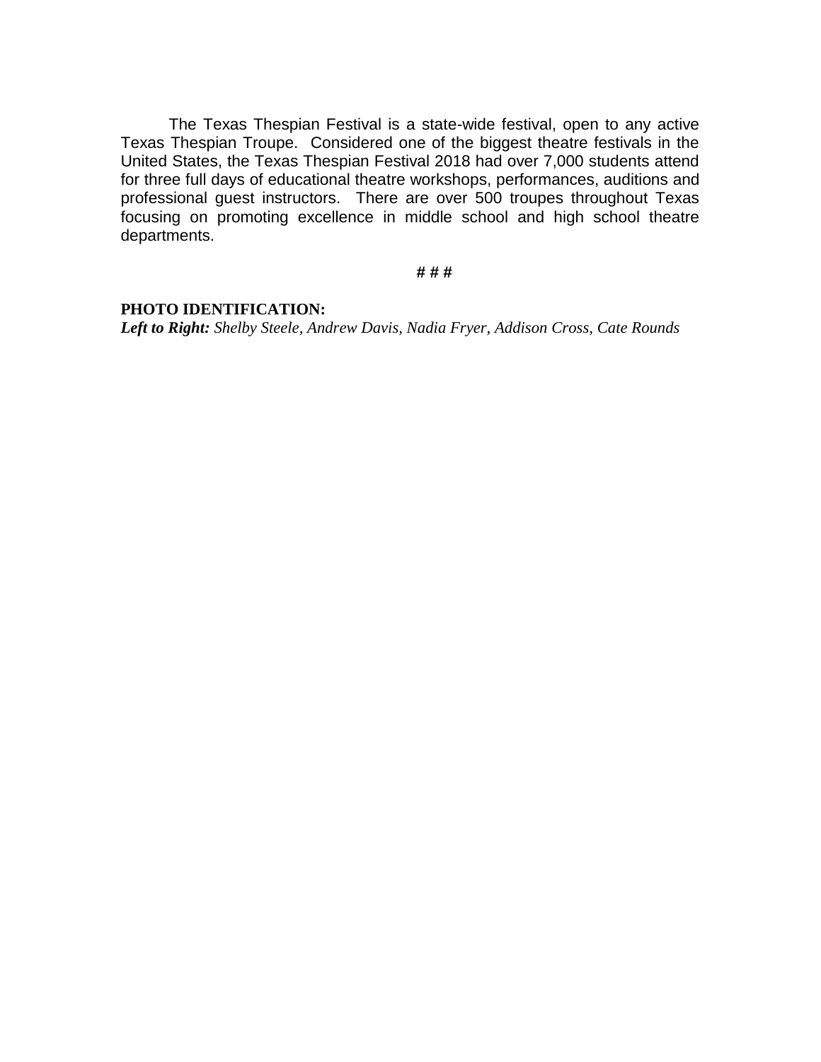The Texas Thespian Festival is a state-wide festival, open to any active Texas Thespian Troupe.  Considered one of the biggest theatre festivals in the United States, the Texas Thespian Festival 2018 had over 7,000 students attend for three full days of educational theatre workshops, performances, auditions and professional guest instructors.  There are over 500 troupes throughout Texas focusing on promoting excellence in middle school and high school theatre departments.

# # #

**PHOTO IDENTIFICATION:**

***Left to Right:*** *Shelby Steele, Andrew Davis, Nadia Fryer, Addison Cross, Cate Rounds*